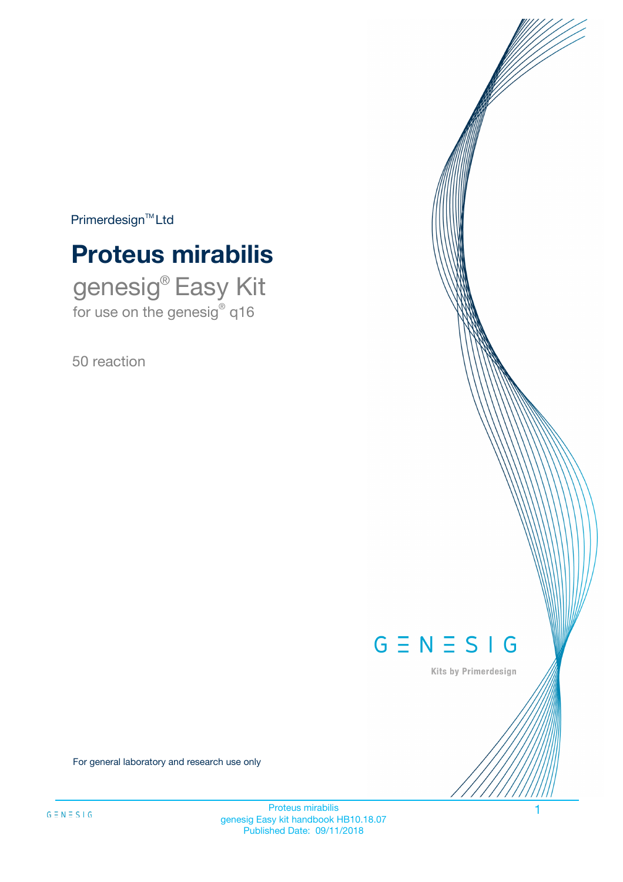Primerdesign™ Ltd

# Proteus mirabilis

## genesig® Easy Kit

for use on the genesig® q16

50 reaction

For general laboratory and research use only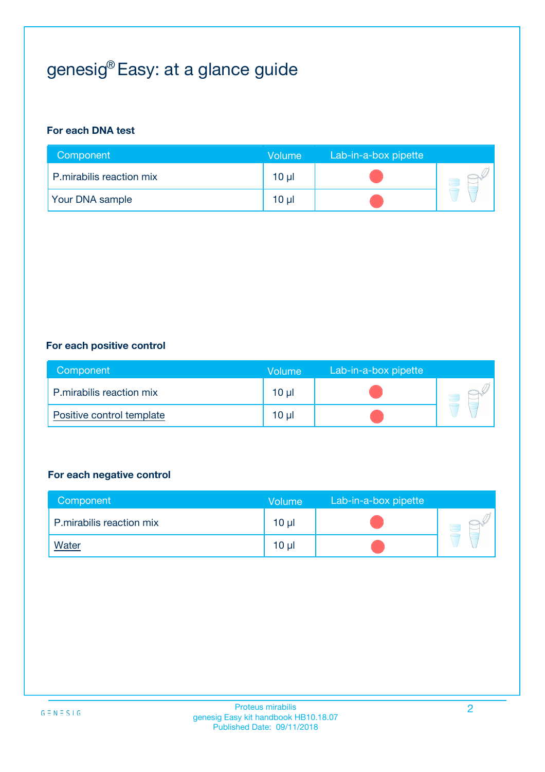# genesig® Easy: at a glance guide

**For each DNA test**

| Component | Volume | Lab-in-a-box pipette |
|---|---|---|
| P.mirabilis reaction mix | 10 µl | |
| Your DNA sample | 10 µl | |

**For each positive control**

| Component | Volume | Lab-in-a-box pipette |
|---|---|---|
| P.mirabilis reaction mix | 10 µl | |
| Positive control template | 10 µl | |

**For each negative control**

| Component | Volume | Lab-in-a-box pipette |
|---|---|---|
| P.mirabilis reaction mix | 10 µl | |
| Water | 10 µl | |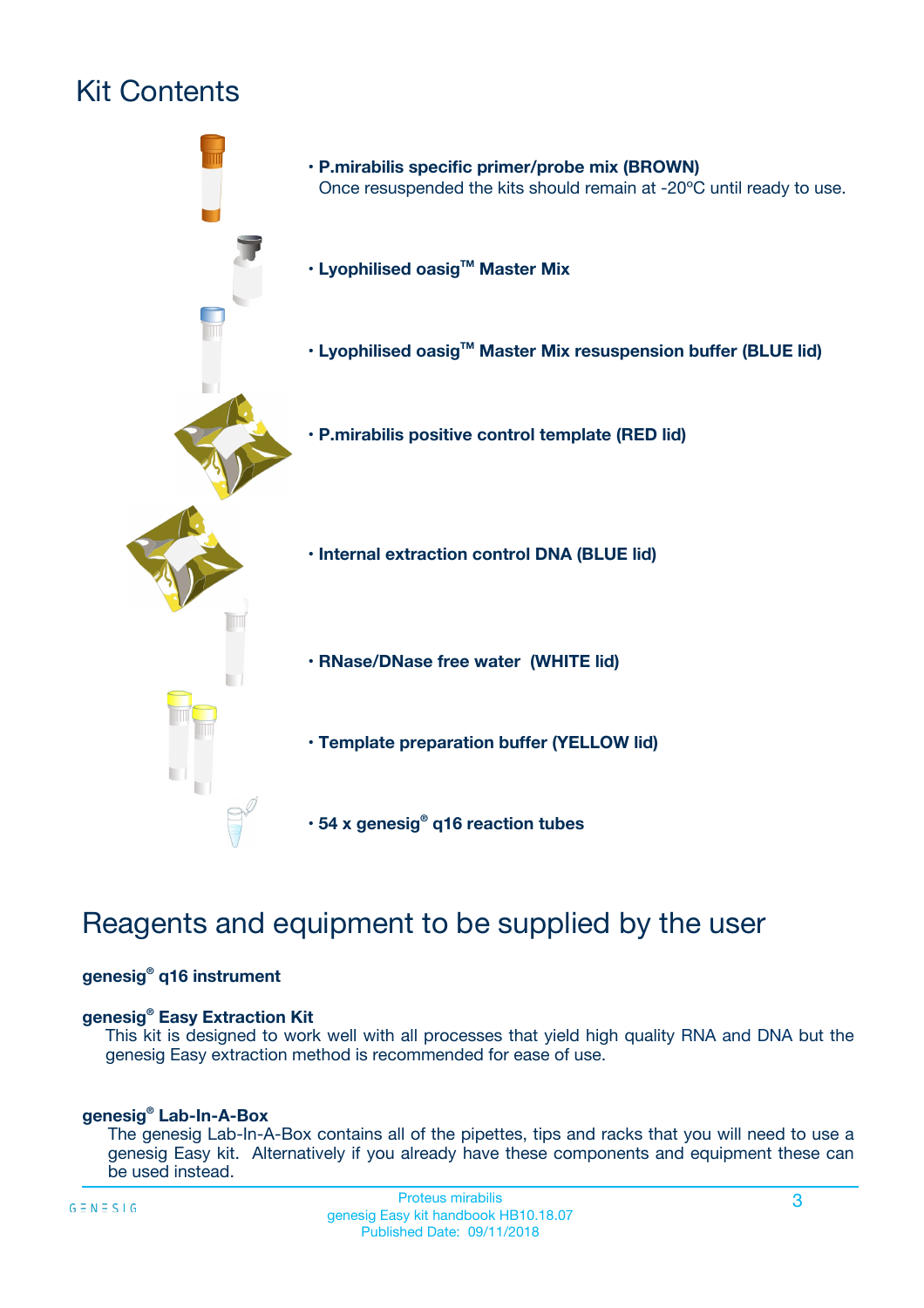# Kit Contents

- **P.mirabilis specific primer/probe mix (BROWN)**
  Once resuspended the kits should remain at -20ºC until ready to use.
- **Lyophilised oasig™ Master Mix**
- **Lyophilised oasig™ Master Mix resuspension buffer (BLUE lid)**
- **P.mirabilis positive control template (RED lid)**
- **Internal extraction control DNA (BLUE lid)**
- **RNase/DNase free water (WHITE lid)**
- **Template preparation buffer (YELLOW lid)**
- **54 x genesig® q16 reaction tubes**

# Reagents and equipment to be supplied by the user

**genesig® q16 instrument**

**genesig® Easy Extraction Kit**
This kit is designed to work well with all processes that yield high quality RNA and DNA but the genesig Easy extraction method is recommended for ease of use.

**genesig® Lab-In-A-Box**
The genesig Lab-In-A-Box contains all of the pipettes, tips and racks that you will need to use a genesig Easy kit. Alternatively if you already have these components and equipment these can be used instead.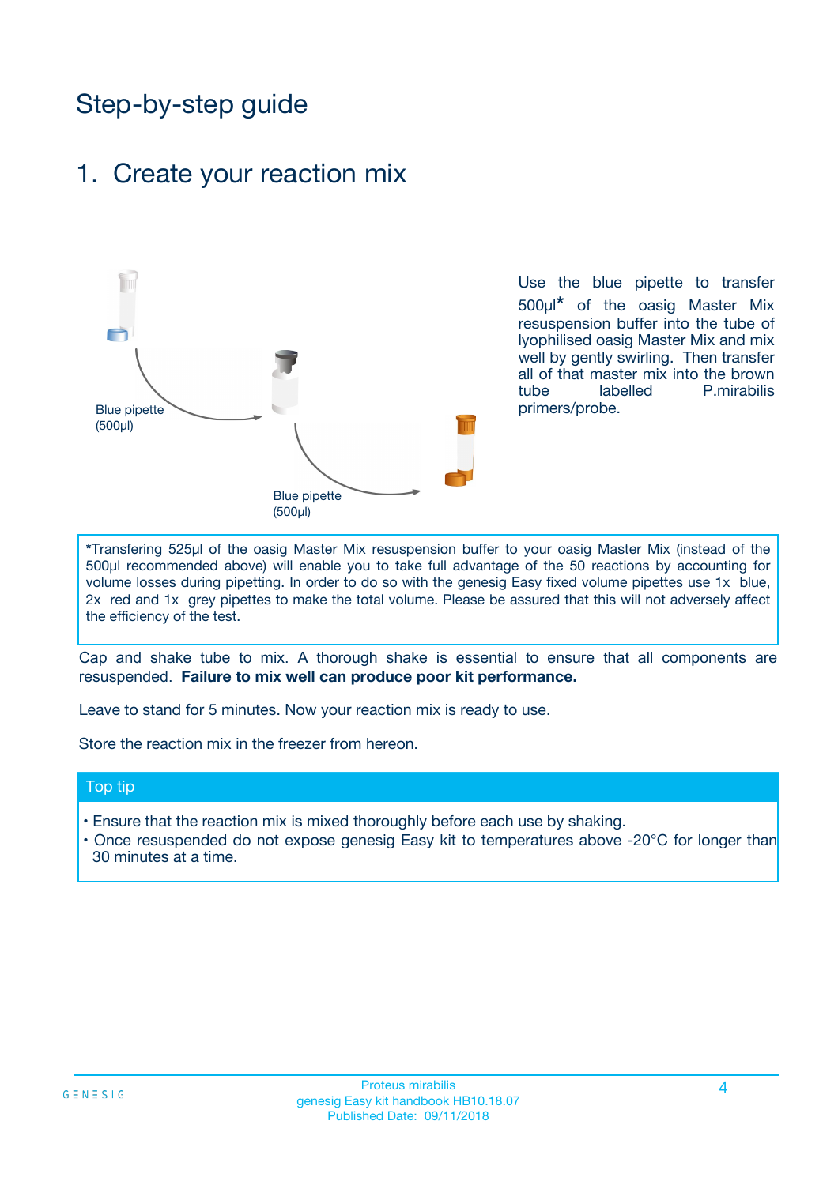# Step-by-step guide

## 1. Create your reaction mix

Blue pipette (500µl)

Blue pipette (500µl)

Use the blue pipette to transfer 500µl* of the oasig Master Mix resuspension buffer into the tube of lyophilised oasig Master Mix and mix well by gently swirling. Then transfer all of that master mix into the brown tube labelled P.mirabilis primers/probe.

*Transfering 525µl of the oasig Master Mix resuspension buffer to your oasig Master Mix (instead of the 500µl recommended above) will enable you to take full advantage of the 50 reactions by accounting for volume losses during pipetting. In order to do so with the genesig Easy fixed volume pipettes use 1x blue, 2x red and 1x grey pipettes to make the total volume. Please be assured that this will not adversely affect the efficiency of the test.

Cap and shake tube to mix. A thorough shake is essential to ensure that all components are resuspended. **Failure to mix well can produce poor kit performance.**

Leave to stand for 5 minutes. Now your reaction mix is ready to use.

Store the reaction mix in the freezer from hereon.

### Top tip

- Ensure that the reaction mix is mixed thoroughly before each use by shaking.
- Once resuspended do not expose genesig Easy kit to temperatures above -20°C for longer than 30 minutes at a time.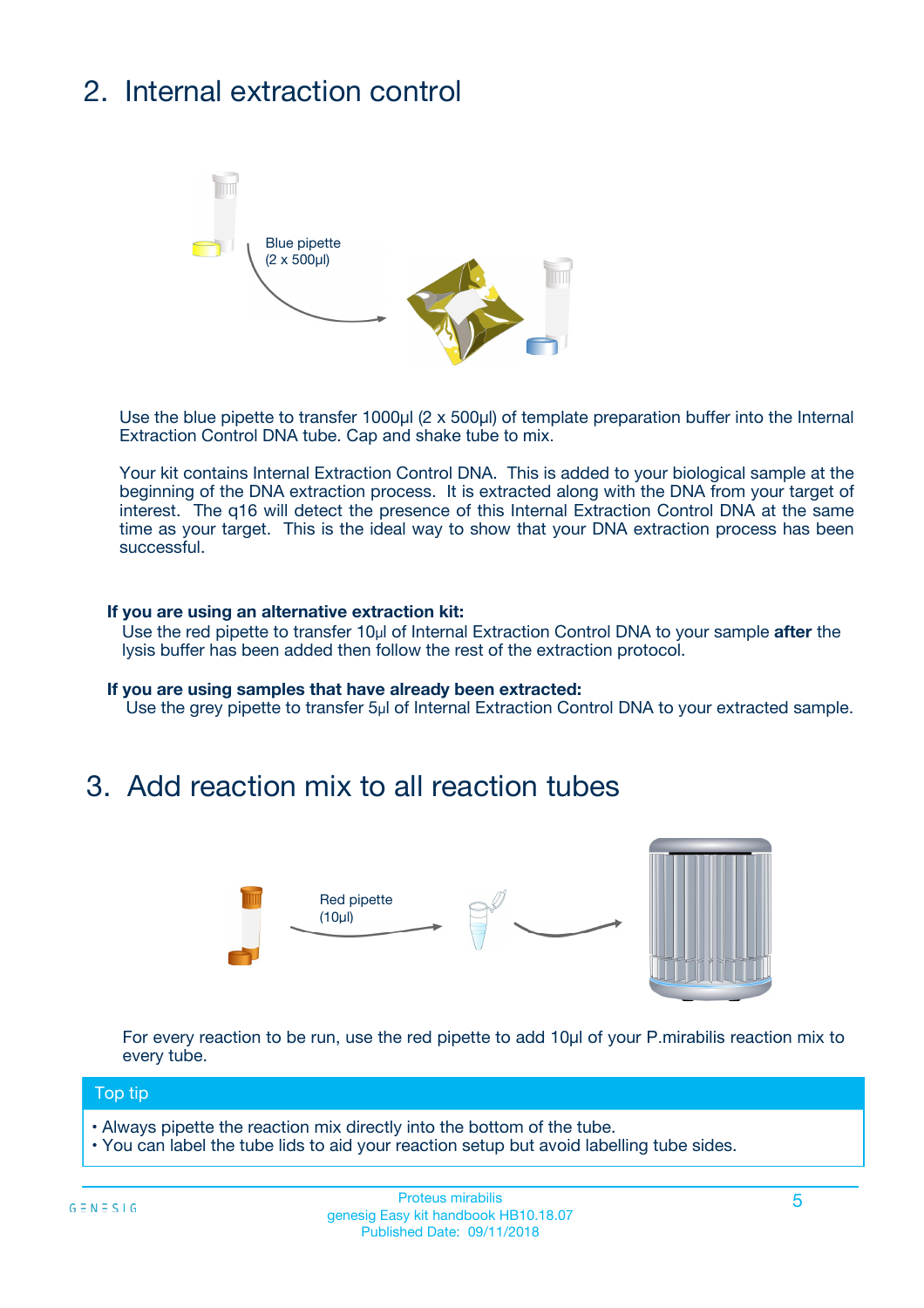## 2. Internal extraction control

Blue pipette
(2 x 500µl)

Use the blue pipette to transfer 1000µl (2 x 500µl) of template preparation buffer into the Internal Extraction Control DNA tube. Cap and shake tube to mix.

Your kit contains Internal Extraction Control DNA. This is added to your biological sample at the beginning of the DNA extraction process. It is extracted along with the DNA from your target of interest. The q16 will detect the presence of this Internal Extraction Control DNA at the same time as your target. This is the ideal way to show that your DNA extraction process has been successful.

**If you are using an alternative extraction kit:**
Use the red pipette to transfer 10µl of Internal Extraction Control DNA to your sample **after** the lysis buffer has been added then follow the rest of the extraction protocol.

**If you are using samples that have already been extracted:**
Use the grey pipette to transfer 5µl of Internal Extraction Control DNA to your extracted sample.

## 3. Add reaction mix to all reaction tubes

Red pipette
(10µl)

For every reaction to be run, use the red pipette to add 10µl of your P.mirabilis reaction mix to every tube.

**Top tip**

- Always pipette the reaction mix directly into the bottom of the tube.
- You can label the tube lids to aid your reaction setup but avoid labelling tube sides.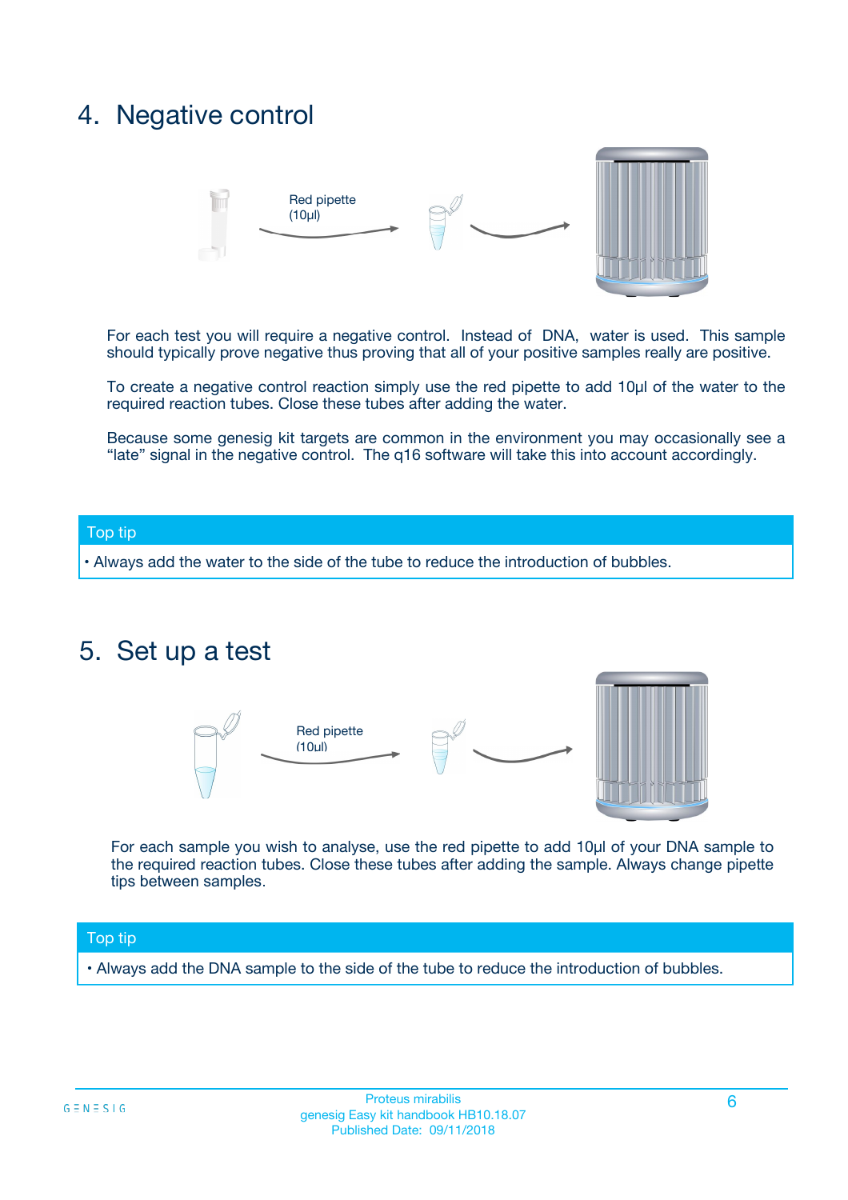## 4. Negative control

Red pipette
(10µl)

For each test you will require a negative control. Instead of DNA, water is used. This sample should typically prove negative thus proving that all of your positive samples really are positive.

To create a negative control reaction simply use the red pipette to add 10µl of the water to the required reaction tubes. Close these tubes after adding the water.

Because some genesig kit targets are common in the environment you may occasionally see a "late" signal in the negative control. The q16 software will take this into account accordingly.

**Top tip**

- Always add the water to the side of the tube to reduce the introduction of bubbles.

## 5. Set up a test

Red pipette
(10µl)

For each sample you wish to analyse, use the red pipette to add 10µl of your DNA sample to the required reaction tubes. Close these tubes after adding the sample. Always change pipette tips between samples.

**Top tip**

- Always add the DNA sample to the side of the tube to reduce the introduction of bubbles.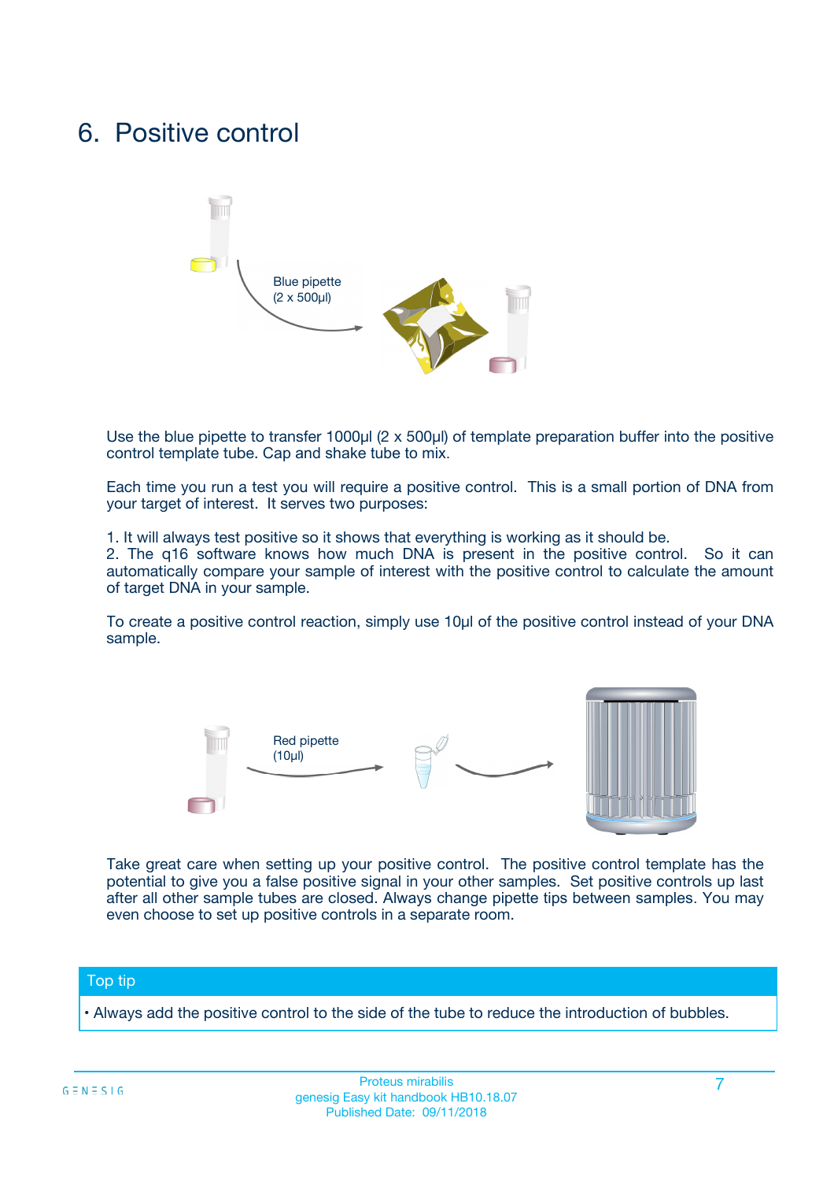# 6. Positive control

Blue pipette (2 x 500µl)

Use the blue pipette to transfer 1000µl (2 x 500µl) of template preparation buffer into the positive control template tube. Cap and shake tube to mix.

Each time you run a test you will require a positive control. This is a small portion of DNA from your target of interest. It serves two purposes:

1. It will always test positive so it shows that everything is working as it should be.
2. The q16 software knows how much DNA is present in the positive control. So it can automatically compare your sample of interest with the positive control to calculate the amount of target DNA in your sample.

To create a positive control reaction, simply use 10µl of the positive control instead of your DNA sample.

Red pipette (10µl)

Take great care when setting up your positive control. The positive control template has the potential to give you a false positive signal in your other samples. Set positive controls up last after all other sample tubes are closed. Always change pipette tips between samples. You may even choose to set up positive controls in a separate room.

**Top tip**

- Always add the positive control to the side of the tube to reduce the introduction of bubbles.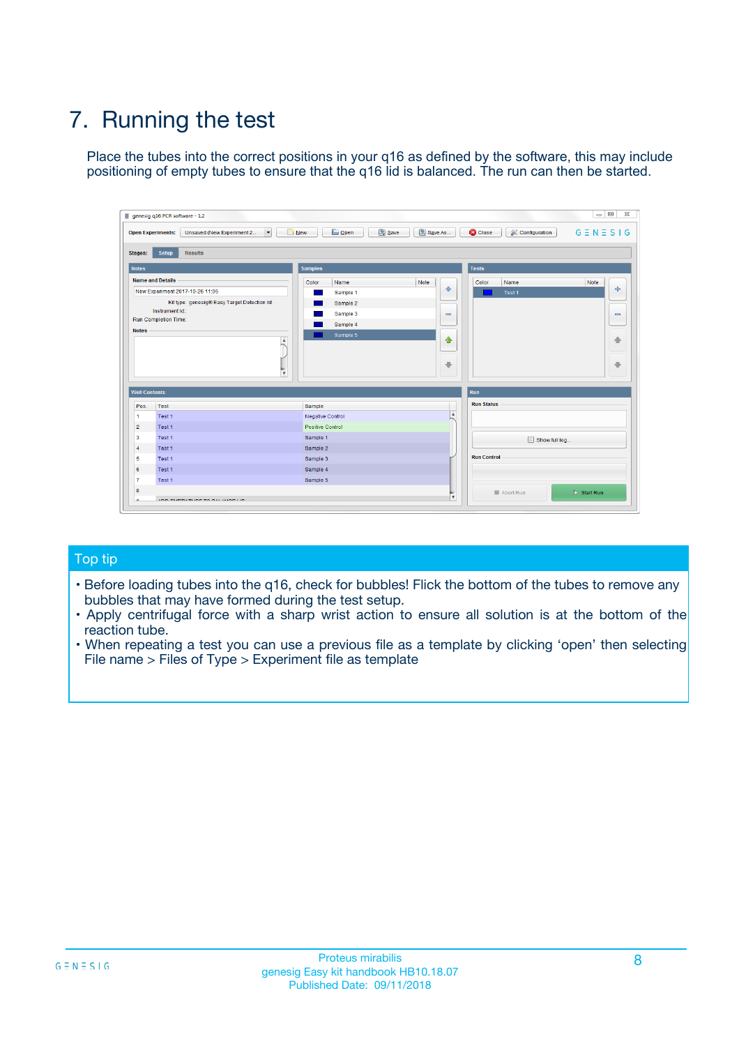# 7. Running the test

Place the tubes into the correct positions in your q16 as defined by the software, this may include positioning of empty tubes to ensure that the q16 lid is balanced. The run can then be started.

## Top tip

- Before loading tubes into the q16, check for bubbles! Flick the bottom of the tubes to remove any bubbles that may have formed during the test setup.
- Apply centrifugal force with a sharp wrist action to ensure all solution is at the bottom of the reaction tube.
- When repeating a test you can use a previous file as a template by clicking 'open' then selecting File name > Files of Type > Experiment file as template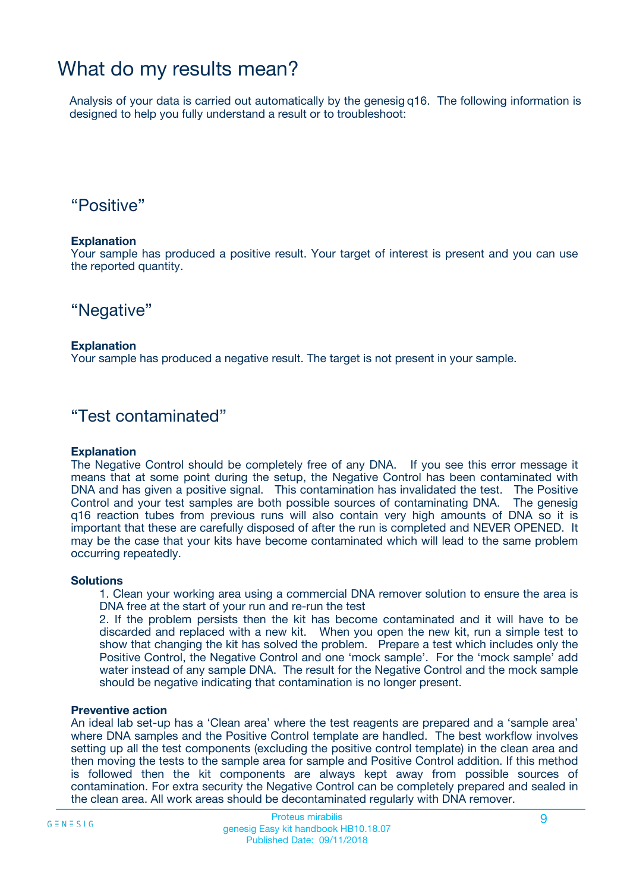# What do my results mean?

Analysis of your data is carried out automatically by the genesig q16. The following information is designed to help you fully understand a result or to troubleshoot:

## “Positive”

**Explanation**

Your sample has produced a positive result. Your target of interest is present and you can use the reported quantity.

## “Negative”

**Explanation**

Your sample has produced a negative result. The target is not present in your sample.

## “Test contaminated”

**Explanation**

The Negative Control should be completely free of any DNA. If you see this error message it means that at some point during the setup, the Negative Control has been contaminated with DNA and has given a positive signal. This contamination has invalidated the test. The Positive Control and your test samples are both possible sources of contaminating DNA. The genesig q16 reaction tubes from previous runs will also contain very high amounts of DNA so it is important that these are carefully disposed of after the run is completed and NEVER OPENED. It may be the case that your kits have become contaminated which will lead to the same problem occurring repeatedly.

**Solutions**

1. Clean your working area using a commercial DNA remover solution to ensure the area is DNA free at the start of your run and re-run the test
2. If the problem persists then the kit has become contaminated and it will have to be discarded and replaced with a new kit. When you open the new kit, run a simple test to show that changing the kit has solved the problem. Prepare a test which includes only the Positive Control, the Negative Control and one ‘mock sample’. For the ‘mock sample’ add water instead of any sample DNA. The result for the Negative Control and the mock sample should be negative indicating that contamination is no longer present.

**Preventive action**

An ideal lab set-up has a ‘Clean area’ where the test reagents are prepared and a ‘sample area’ where DNA samples and the Positive Control template are handled. The best workflow involves setting up all the test components (excluding the positive control template) in the clean area and then moving the tests to the sample area for sample and Positive Control addition. If this method is followed then the kit components are always kept away from possible sources of contamination. For extra security the Negative Control can be completely prepared and sealed in the clean area. All work areas should be decontaminated regularly with DNA remover.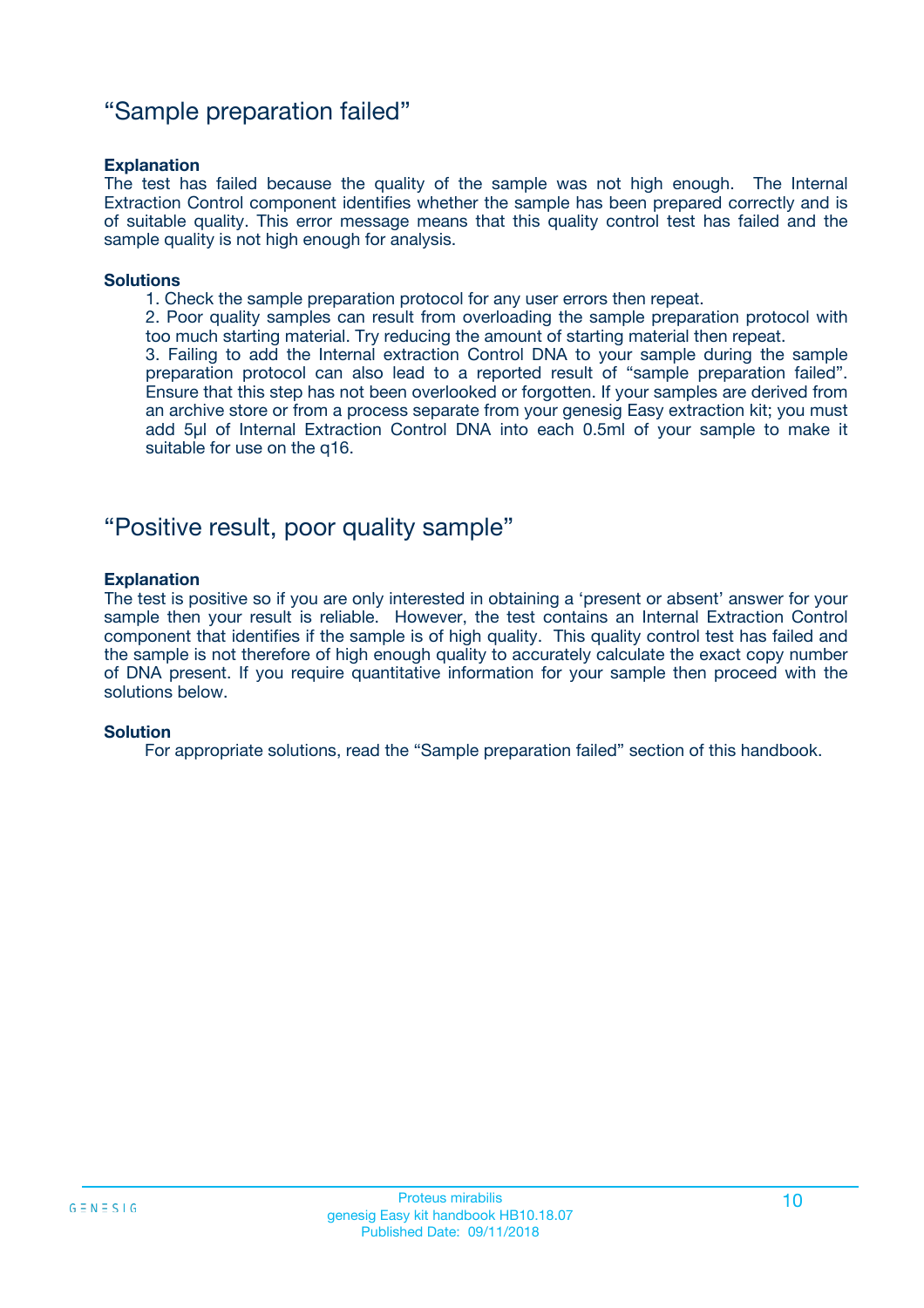## “Sample preparation failed”

**Explanation**

The test has failed because the quality of the sample was not high enough. The Internal Extraction Control component identifies whether the sample has been prepared correctly and is of suitable quality. This error message means that this quality control test has failed and the sample quality is not high enough for analysis.

**Solutions**

1. Check the sample preparation protocol for any user errors then repeat.
2. Poor quality samples can result from overloading the sample preparation protocol with too much starting material. Try reducing the amount of starting material then repeat.
3. Failing to add the Internal extraction Control DNA to your sample during the sample preparation protocol can also lead to a reported result of “sample preparation failed”. Ensure that this step has not been overlooked or forgotten. If your samples are derived from an archive store or from a process separate from your genesig Easy extraction kit; you must add 5µl of Internal Extraction Control DNA into each 0.5ml of your sample to make it suitable for use on the q16.

## “Positive result, poor quality sample”

**Explanation**

The test is positive so if you are only interested in obtaining a ‘present or absent’ answer for your sample then your result is reliable. However, the test contains an Internal Extraction Control component that identifies if the sample is of high quality. This quality control test has failed and the sample is not therefore of high enough quality to accurately calculate the exact copy number of DNA present. If you require quantitative information for your sample then proceed with the solutions below.

**Solution**

For appropriate solutions, read the “Sample preparation failed” section of this handbook.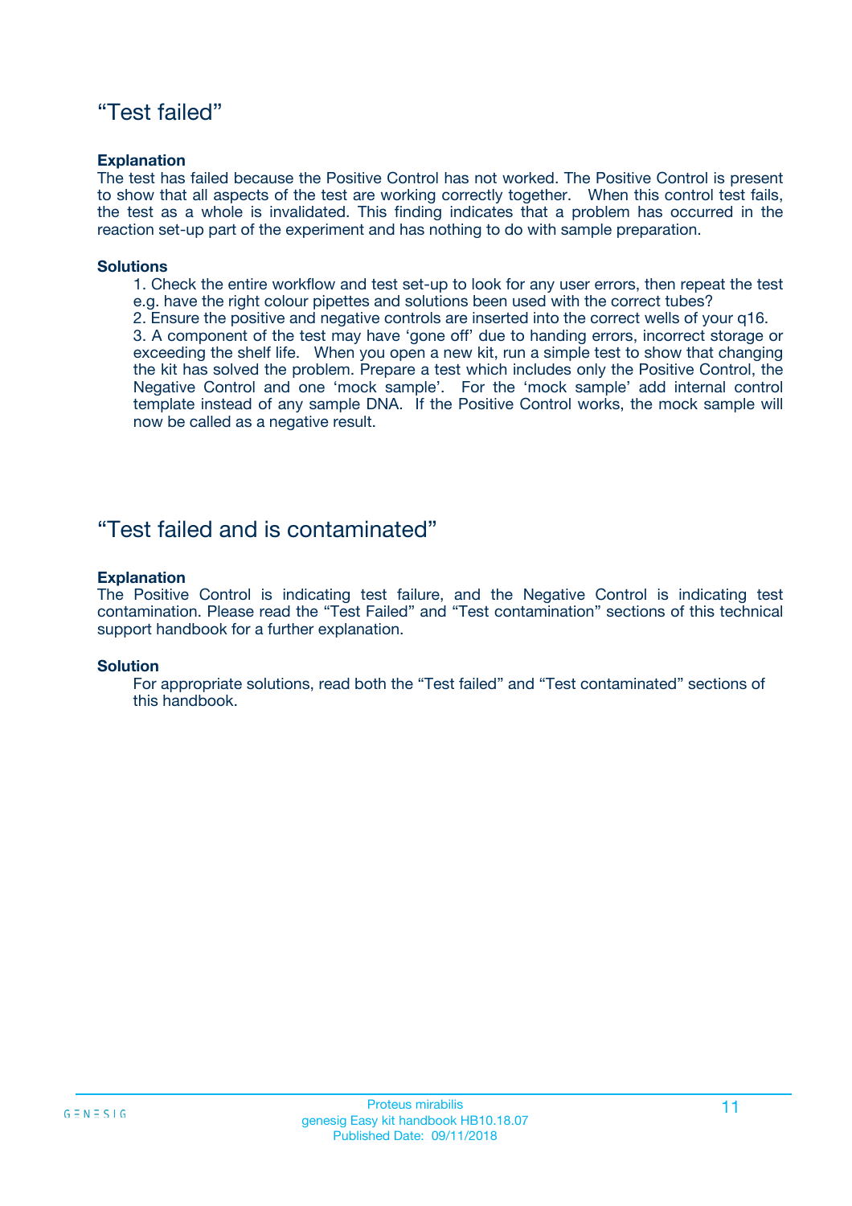## “Test failed”

**Explanation**

The test has failed because the Positive Control has not worked. The Positive Control is present to show that all aspects of the test are working correctly together. When this control test fails, the test as a whole is invalidated. This finding indicates that a problem has occurred in the reaction set-up part of the experiment and has nothing to do with sample preparation.

**Solutions**

1. Check the entire workflow and test set-up to look for any user errors, then repeat the test e.g. have the right colour pipettes and solutions been used with the correct tubes?
2. Ensure the positive and negative controls are inserted into the correct wells of your q16.
3. A component of the test may have ‘gone off’ due to handing errors, incorrect storage or exceeding the shelf life. When you open a new kit, run a simple test to show that changing the kit has solved the problem. Prepare a test which includes only the Positive Control, the Negative Control and one ‘mock sample’. For the ‘mock sample’ add internal control template instead of any sample DNA. If the Positive Control works, the mock sample will now be called as a negative result.

## “Test failed and is contaminated”

**Explanation**

The Positive Control is indicating test failure, and the Negative Control is indicating test contamination. Please read the “Test Failed” and “Test contamination” sections of this technical support handbook for a further explanation.

**Solution**

For appropriate solutions, read both the “Test failed” and “Test contaminated” sections of this handbook.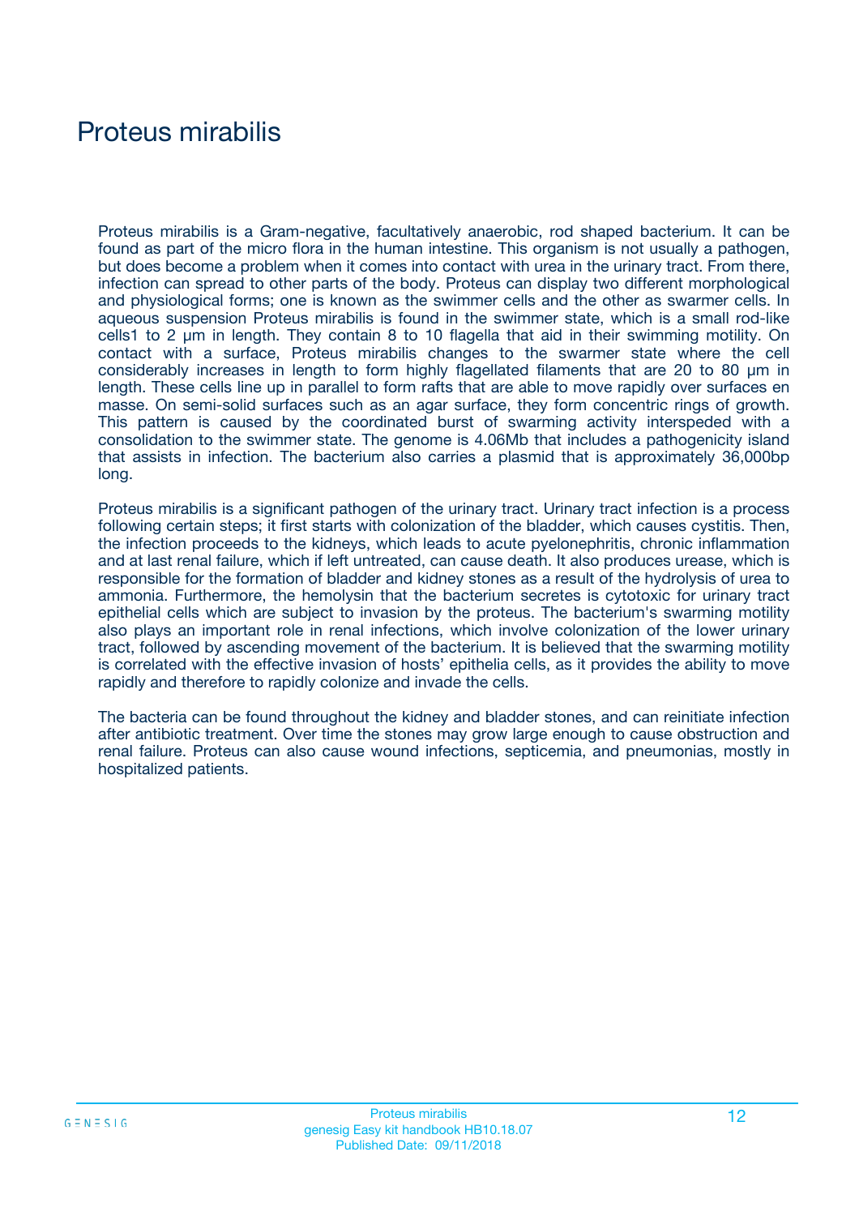# Proteus mirabilis

Proteus mirabilis is a Gram-negative, facultatively anaerobic, rod shaped bacterium. It can be found as part of the micro flora in the human intestine. This organism is not usually a pathogen, but does become a problem when it comes into contact with urea in the urinary tract. From there, infection can spread to other parts of the body. Proteus can display two different morphological and physiological forms; one is known as the swimmer cells and the other as swarmer cells. In aqueous suspension Proteus mirabilis is found in the swimmer state, which is a small rod-like cells1 to 2 µm in length. They contain 8 to 10 flagella that aid in their swimming motility. On contact with a surface, Proteus mirabilis changes to the swarmer state where the cell considerably increases in length to form highly flagellated filaments that are 20 to 80 µm in length. These cells line up in parallel to form rafts that are able to move rapidly over surfaces en masse. On semi-solid surfaces such as an agar surface, they form concentric rings of growth. This pattern is caused by the coordinated burst of swarming activity interspeded with a consolidation to the swimmer state. The genome is 4.06Mb that includes a pathogenicity island that assists in infection. The bacterium also carries a plasmid that is approximately 36,000bp long.

Proteus mirabilis is a significant pathogen of the urinary tract. Urinary tract infection is a process following certain steps; it first starts with colonization of the bladder, which causes cystitis. Then, the infection proceeds to the kidneys, which leads to acute pyelonephritis, chronic inflammation and at last renal failure, which if left untreated, can cause death. It also produces urease, which is responsible for the formation of bladder and kidney stones as a result of the hydrolysis of urea to ammonia. Furthermore, the hemolysin that the bacterium secretes is cytotoxic for urinary tract epithelial cells which are subject to invasion by the proteus. The bacterium's swarming motility also plays an important role in renal infections, which involve colonization of the lower urinary tract, followed by ascending movement of the bacterium. It is believed that the swarming motility is correlated with the effective invasion of hosts' epithelia cells, as it provides the ability to move rapidly and therefore to rapidly colonize and invade the cells.

The bacteria can be found throughout the kidney and bladder stones, and can reinitiate infection after antibiotic treatment. Over time the stones may grow large enough to cause obstruction and renal failure. Proteus can also cause wound infections, septicemia, and pneumonias, mostly in hospitalized patients.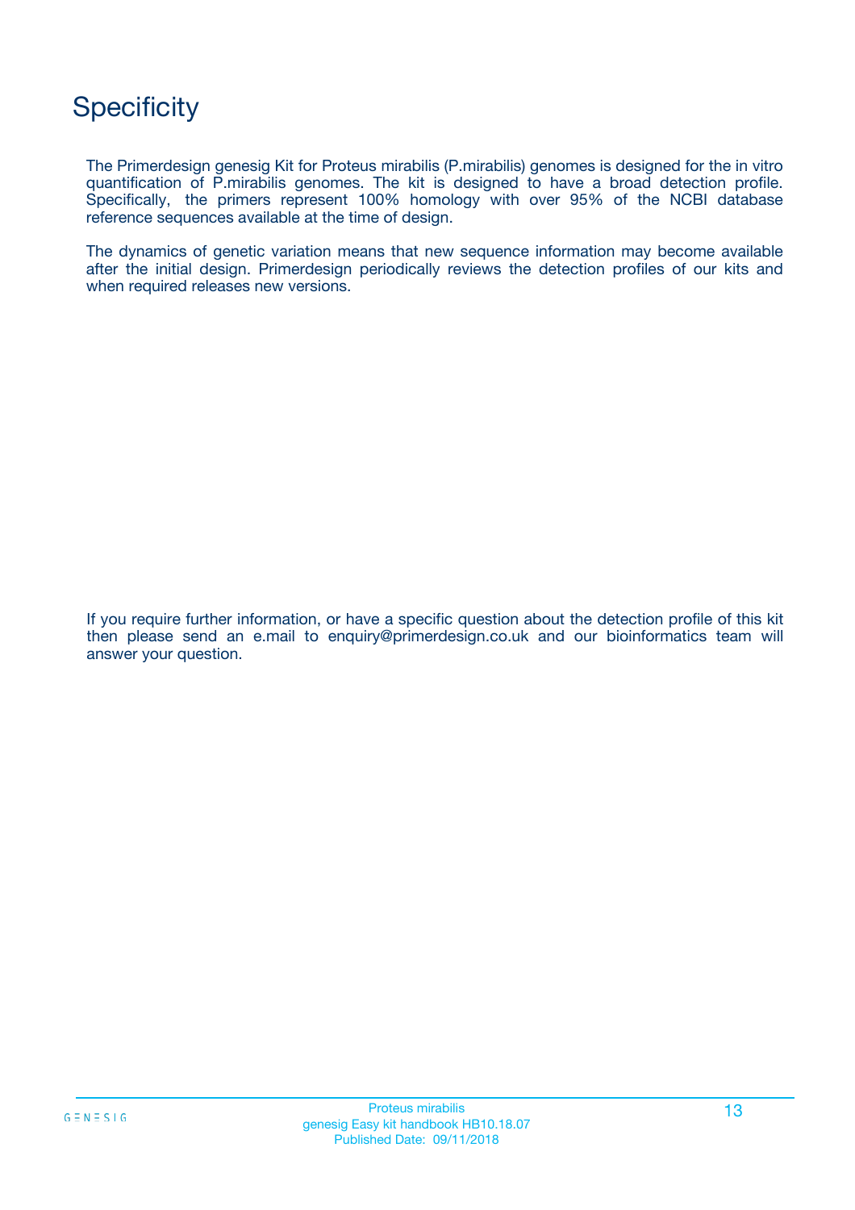# Specificity

The Primerdesign genesig Kit for Proteus mirabilis (P.mirabilis) genomes is designed for the in vitro quantification of P.mirabilis genomes. The kit is designed to have a broad detection profile. Specifically, the primers represent 100% homology with over 95% of the NCBI database reference sequences available at the time of design.

The dynamics of genetic variation means that new sequence information may become available after the initial design. Primerdesign periodically reviews the detection profiles of our kits and when required releases new versions.

If you require further information, or have a specific question about the detection profile of this kit then please send an e.mail to enquiry@primerdesign.co.uk and our bioinformatics team will answer your question.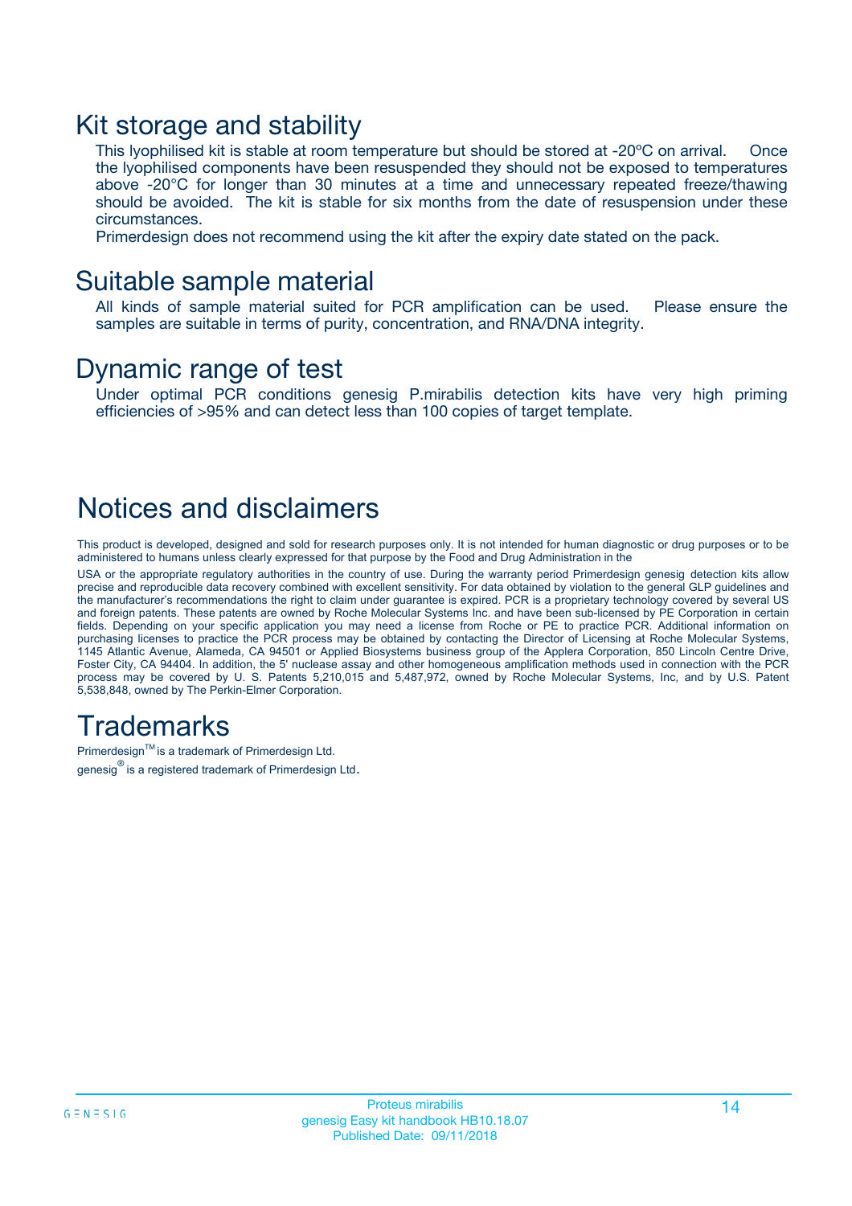## Kit storage and stability

This lyophilised kit is stable at room temperature but should be stored at -20ºC on arrival. Once the lyophilised components have been resuspended they should not be exposed to temperatures above -20°C for longer than 30 minutes at a time and unnecessary repeated freeze/thawing should be avoided. The kit is stable for six months from the date of resuspension under these circumstances.

Primerdesign does not recommend using the kit after the expiry date stated on the pack.

## Suitable sample material

All kinds of sample material suited for PCR amplification can be used. Please ensure the samples are suitable in terms of purity, concentration, and RNA/DNA integrity.

## Dynamic range of test

Under optimal PCR conditions genesig P.mirabilis detection kits have very high priming efficiencies of >95% and can detect less than 100 copies of target template.

## Notices and disclaimers

This product is developed, designed and sold for research purposes only. It is not intended for human diagnostic or drug purposes or to be administered to humans unless clearly expressed for that purpose by the Food and Drug Administration in the

USA or the appropriate regulatory authorities in the country of use. During the warranty period Primerdesign genesig detection kits allow precise and reproducible data recovery combined with excellent sensitivity. For data obtained by violation to the general GLP guidelines and the manufacturer's recommendations the right to claim under guarantee is expired. PCR is a proprietary technology covered by several US and foreign patents. These patents are owned by Roche Molecular Systems Inc. and have been sub-licensed by PE Corporation in certain fields. Depending on your specific application you may need a license from Roche or PE to practice PCR. Additional information on purchasing licenses to practice the PCR process may be obtained by contacting the Director of Licensing at Roche Molecular Systems, 1145 Atlantic Avenue, Alameda, CA 94501 or Applied Biosystems business group of the Applera Corporation, 850 Lincoln Centre Drive, Foster City, CA 94404. In addition, the 5' nuclease assay and other homogeneous amplification methods used in connection with the PCR process may be covered by U. S. Patents 5,210,015 and 5,487,972, owned by Roche Molecular Systems, Inc, and by U.S. Patent 5,538,848, owned by The Perkin-Elmer Corporation.

## Trademarks

Primerdesign™ is a trademark of Primerdesign Ltd.

genesig® is a registered trademark of Primerdesign Ltd.